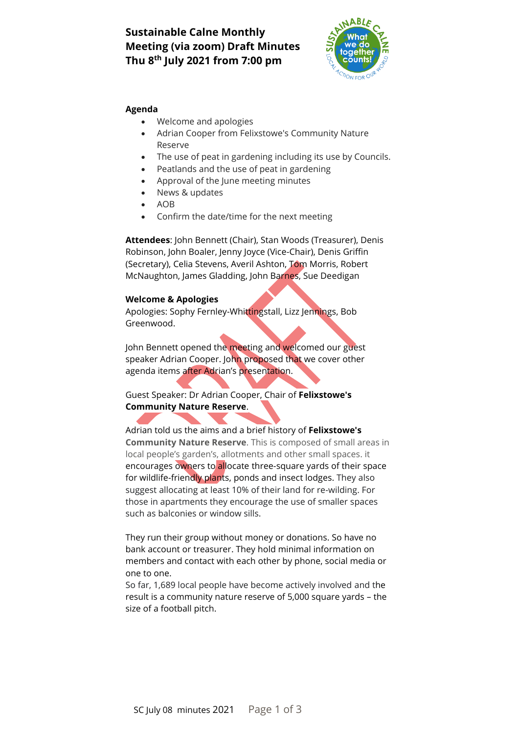# Sustainable Calne Monthly Meeting (via zoom) Draft Minutes Thu 8th July 2021 from 7:00 pm

**Agenda**

- Welcome and apologies
- Adrian Cooper from Felixstowe's Community Nature Reserve
- The use of peat in gardening including its use by Councils.
- Peatlands and the use of peat in gardening
- Approval of the June meeting minutes
- News & updates
- AOB
- Confirm the date/time for the next meeting

**Attendees**: John Bennett (Chair), Stan Woods (Treasurer), Denis Robinson, John Boaler, Jenny Joyce (Vice-Chair), Denis Griffin (Secretary), Celia Stevens, Averil Ashton, Tom Morris, Robert McNaughton, James Gladding, John Barnes, Sue Deedigan

**Welcome & Apologies**

Apologies: Sophy Fernley-Whittingstall, Lizz Jennings, Bob Greenwood.

John Bennett opened the meeting and welcomed our guest speaker Adrian Cooper. John proposed that we cover other agenda items after Adrian's presentation.

Guest Speaker: Dr Adrian Cooper, Chair of **Felixstowe's Community Nature Reserve**.

Adrian told us the aims and a brief history of **Felixstowe's Community Nature Reserve**. This is composed of small areas in local people's garden's, allotments and other small spaces. it encourages owners to allocate three-square yards of their space for wildlife-friendly plants, ponds and insect lodges. They also suggest allocating at least 10% of their land for re-wilding. For those in apartments they encourage the use of smaller spaces such as balconies or window sills.

They run their group without money or donations. So have no bank account or treasurer. They hold minimal information on members and contact with each other by phone, social media or one to one.

So far, 1,689 local people have become actively involved and the result is a community nature reserve of 5,000 square yards – the size of a football pitch.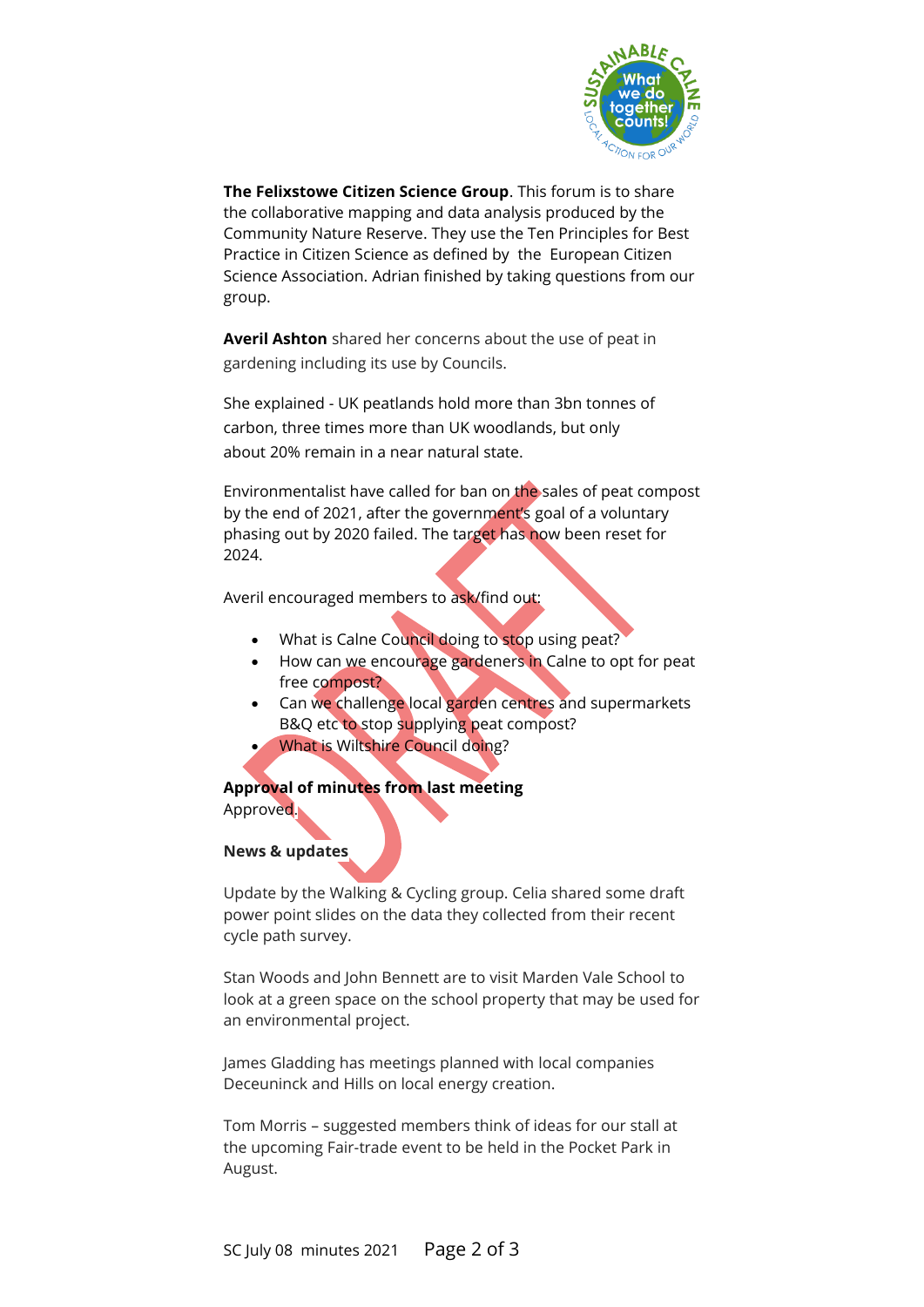**The Felixstowe Citizen Science Group**. This forum is to share the collaborative mapping and data analysis produced by the Community Nature Reserve. They use the Ten Principles for Best Practice in Citizen Science as defined by the European Citizen Science Association. Adrian finished by taking questions from our group.

**Averil Ashton** shared her concerns about the use of peat in gardening including its use by Councils.

She explained - UK peatlands hold more than 3bn tonnes of carbon, three times more than UK woodlands, but only about 20% remain in a near natural state.

Environmentalist have called for ban on the sales of peat compost by the end of 2021, after the government's goal of a voluntary phasing out by 2020 failed. The target has now been reset for 2024.

Averil encouraged members to ask/find out:

- What is Calne Council doing to stop using peat?
- How can we encourage gardeners in Calne to opt for peat free compost?
- Can we challenge local garden centres and supermarkets B&Q etc to stop supplying peat compost?
- What is Wiltshire Council doing?

**Approval of minutes from last meeting**
Approved.

**News & updates**

Update by the Walking & Cycling group. Celia shared some draft power point slides on the data they collected from their recent cycle path survey.

Stan Woods and John Bennett are to visit Marden Vale School to look at a green space on the school property that may be used for an environmental project.

James Gladding has meetings planned with local companies Deceuninck and Hills on local energy creation.

Tom Morris – suggested members think of ideas for our stall at the upcoming Fair-trade event to be held in the Pocket Park in August.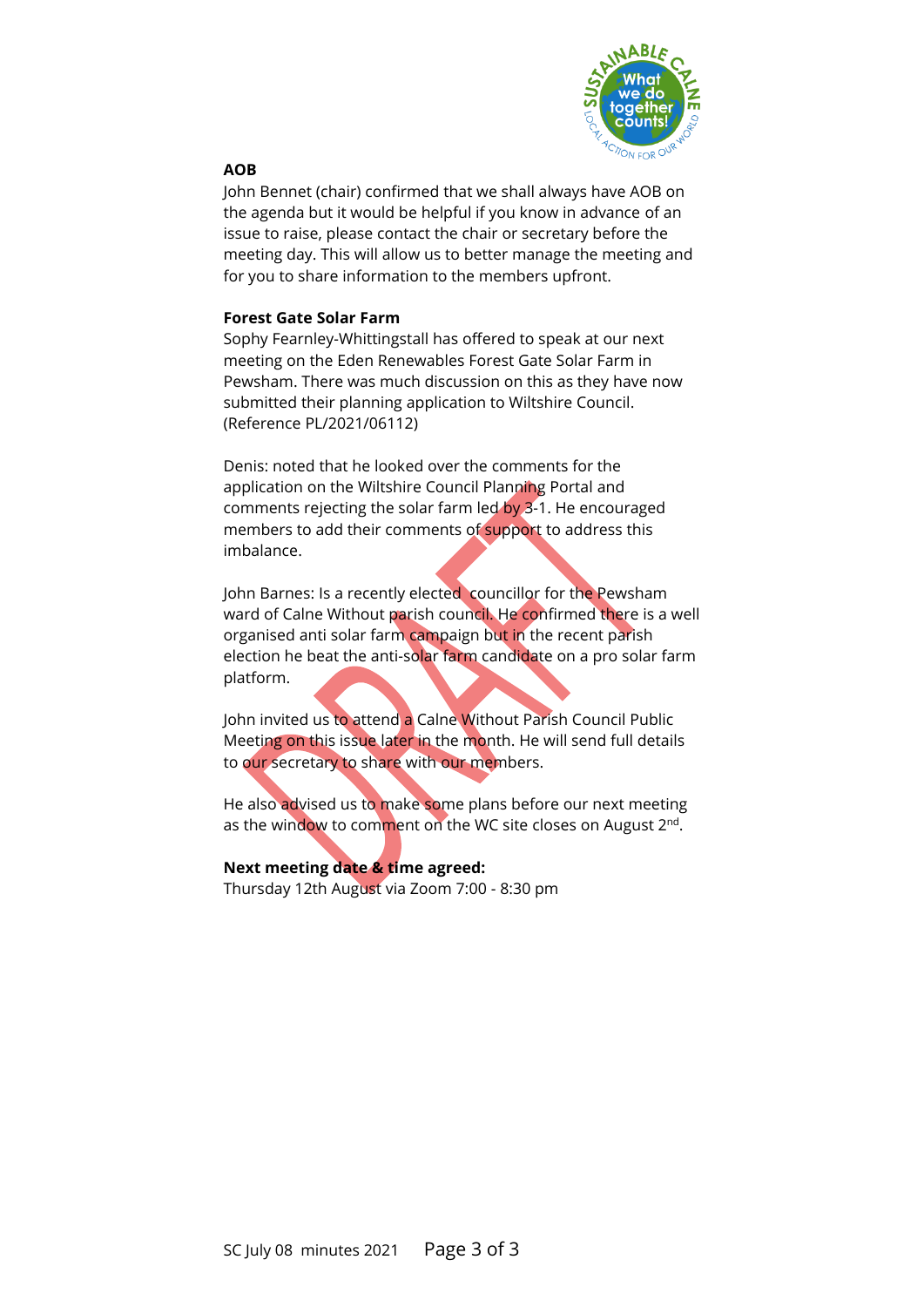**AOB**

John Bennet (chair) confirmed that we shall always have AOB on the agenda but it would be helpful if you know in advance of an issue to raise, please contact the chair or secretary before the meeting day. This will allow us to better manage the meeting and for you to share information to the members upfront.

**Forest Gate Solar Farm**

Sophy Fearnley-Whittingstall has offered to speak at our next meeting on the Eden Renewables Forest Gate Solar Farm in Pewsham. There was much discussion on this as they have now submitted their planning application to Wiltshire Council. (Reference PL/2021/06112)

Denis: noted that he looked over the comments for the application on the Wiltshire Council Planning Portal and comments rejecting the solar farm led by 3-1. He encouraged members to add their comments of support to address this imbalance.

John Barnes: Is a recently elected councillor for the Pewsham ward of Calne Without parish council. He confirmed there is a well organised anti solar farm campaign but in the recent parish election he beat the anti-solar farm candidate on a pro solar farm platform.

John invited us to attend a Calne Without Parish Council Public Meeting on this issue later in the month. He will send full details to our secretary to share with our members.

He also advised us to make some plans before our next meeting as the window to comment on the WC site closes on August 2nd.

**Next meeting date & time agreed:**

Thursday 12th August via Zoom 7:00 - 8:30 pm